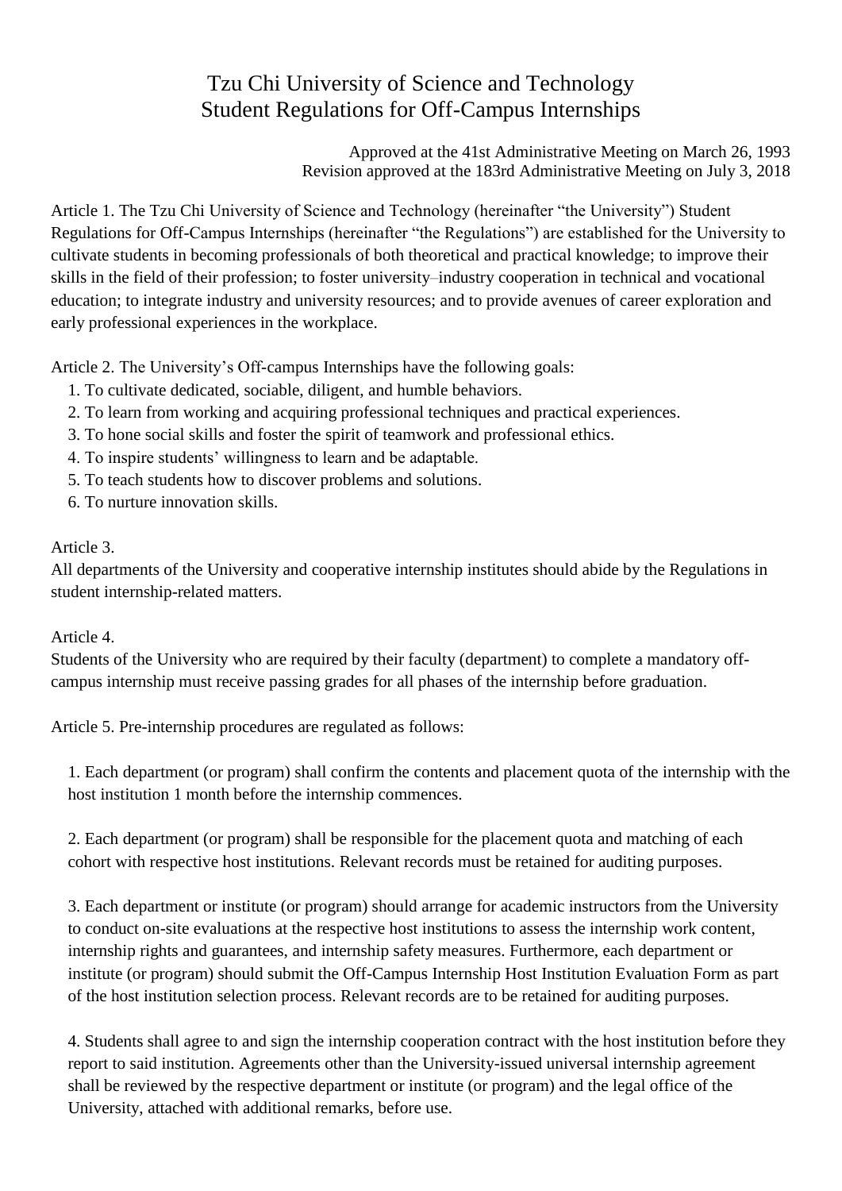# Tzu Chi University of Science and Technology
# Student Regulations for Off-Campus Internships

Approved at the 41st Administrative Meeting on March 26, 1993
Revision approved at the 183rd Administrative Meeting on July 3, 2018

Article 1. The Tzu Chi University of Science and Technology (hereinafter "the University") Student Regulations for Off-Campus Internships (hereinafter "the Regulations") are established for the University to cultivate students in becoming professionals of both theoretical and practical knowledge; to improve their skills in the field of their profession; to foster university–industry cooperation in technical and vocational education; to integrate industry and university resources; and to provide avenues of career exploration and early professional experiences in the workplace.

Article 2. The University's Off-campus Internships have the following goals:

1. To cultivate dedicated, sociable, diligent, and humble behaviors.
2. To learn from working and acquiring professional techniques and practical experiences.
3. To hone social skills and foster the spirit of teamwork and professional ethics.
4. To inspire students' willingness to learn and be adaptable.
5. To teach students how to discover problems and solutions.
6. To nurture innovation skills.

Article 3.
All departments of the University and cooperative internship institutes should abide by the Regulations in student internship-related matters.

Article 4.
Students of the University who are required by their faculty (department) to complete a mandatory off-campus internship must receive passing grades for all phases of the internship before graduation.

Article 5. Pre-internship procedures are regulated as follows:

1. Each department (or program) shall confirm the contents and placement quota of the internship with the host institution 1 month before the internship commences.

2. Each department (or program) shall be responsible for the placement quota and matching of each cohort with respective host institutions. Relevant records must be retained for auditing purposes.

3. Each department or institute (or program) should arrange for academic instructors from the University to conduct on-site evaluations at the respective host institutions to assess the internship work content, internship rights and guarantees, and internship safety measures. Furthermore, each department or institute (or program) should submit the Off-Campus Internship Host Institution Evaluation Form as part of the host institution selection process. Relevant records are to be retained for auditing purposes.

4. Students shall agree to and sign the internship cooperation contract with the host institution before they report to said institution. Agreements other than the University-issued universal internship agreement shall be reviewed by the respective department or institute (or program) and the legal office of the University, attached with additional remarks, before use.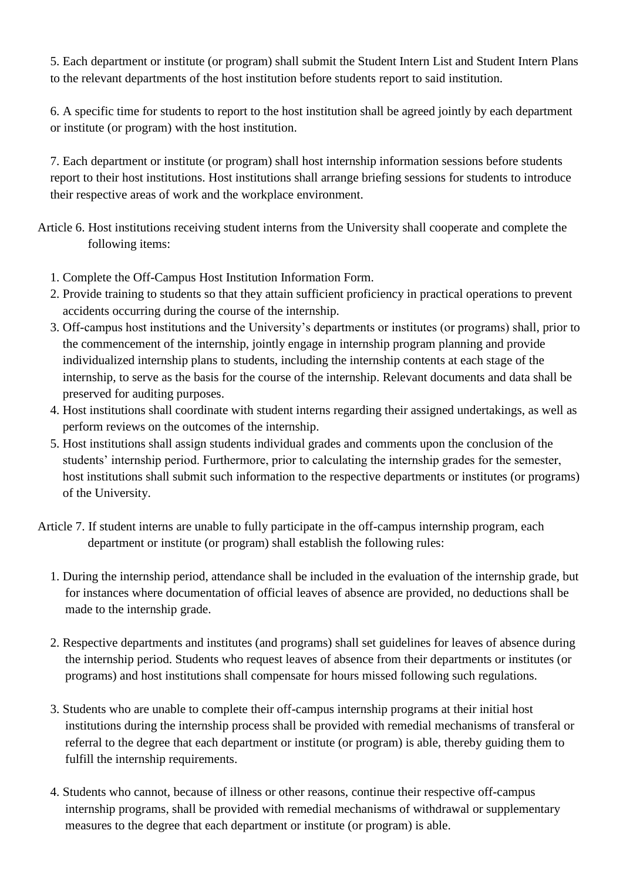5. Each department or institute (or program) shall submit the Student Intern List and Student Intern Plans to the relevant departments of the host institution before students report to said institution.

6. A specific time for students to report to the host institution shall be agreed jointly by each department or institute (or program) with the host institution.

7. Each department or institute (or program) shall host internship information sessions before students report to their host institutions. Host institutions shall arrange briefing sessions for students to introduce their respective areas of work and the workplace environment.

Article 6. Host institutions receiving student interns from the University shall cooperate and complete the following items:

1. Complete the Off-Campus Host Institution Information Form.
2. Provide training to students so that they attain sufficient proficiency in practical operations to prevent accidents occurring during the course of the internship.
3. Off-campus host institutions and the University's departments or institutes (or programs) shall, prior to the commencement of the internship, jointly engage in internship program planning and provide individualized internship plans to students, including the internship contents at each stage of the internship, to serve as the basis for the course of the internship. Relevant documents and data shall be preserved for auditing purposes.
4. Host institutions shall coordinate with student interns regarding their assigned undertakings, as well as perform reviews on the outcomes of the internship.
5. Host institutions shall assign students individual grades and comments upon the conclusion of the students' internship period. Furthermore, prior to calculating the internship grades for the semester, host institutions shall submit such information to the respective departments or institutes (or programs) of the University.

Article 7. If student interns are unable to fully participate in the off-campus internship program, each department or institute (or program) shall establish the following rules:

1. During the internship period, attendance shall be included in the evaluation of the internship grade, but for instances where documentation of official leaves of absence are provided, no deductions shall be made to the internship grade.

2. Respective departments and institutes (and programs) shall set guidelines for leaves of absence during the internship period. Students who request leaves of absence from their departments or institutes (or programs) and host institutions shall compensate for hours missed following such regulations.

3. Students who are unable to complete their off-campus internship programs at their initial host institutions during the internship process shall be provided with remedial mechanisms of transferal or referral to the degree that each department or institute (or program) is able, thereby guiding them to fulfill the internship requirements.

4. Students who cannot, because of illness or other reasons, continue their respective off-campus internship programs, shall be provided with remedial mechanisms of withdrawal or supplementary measures to the degree that each department or institute (or program) is able.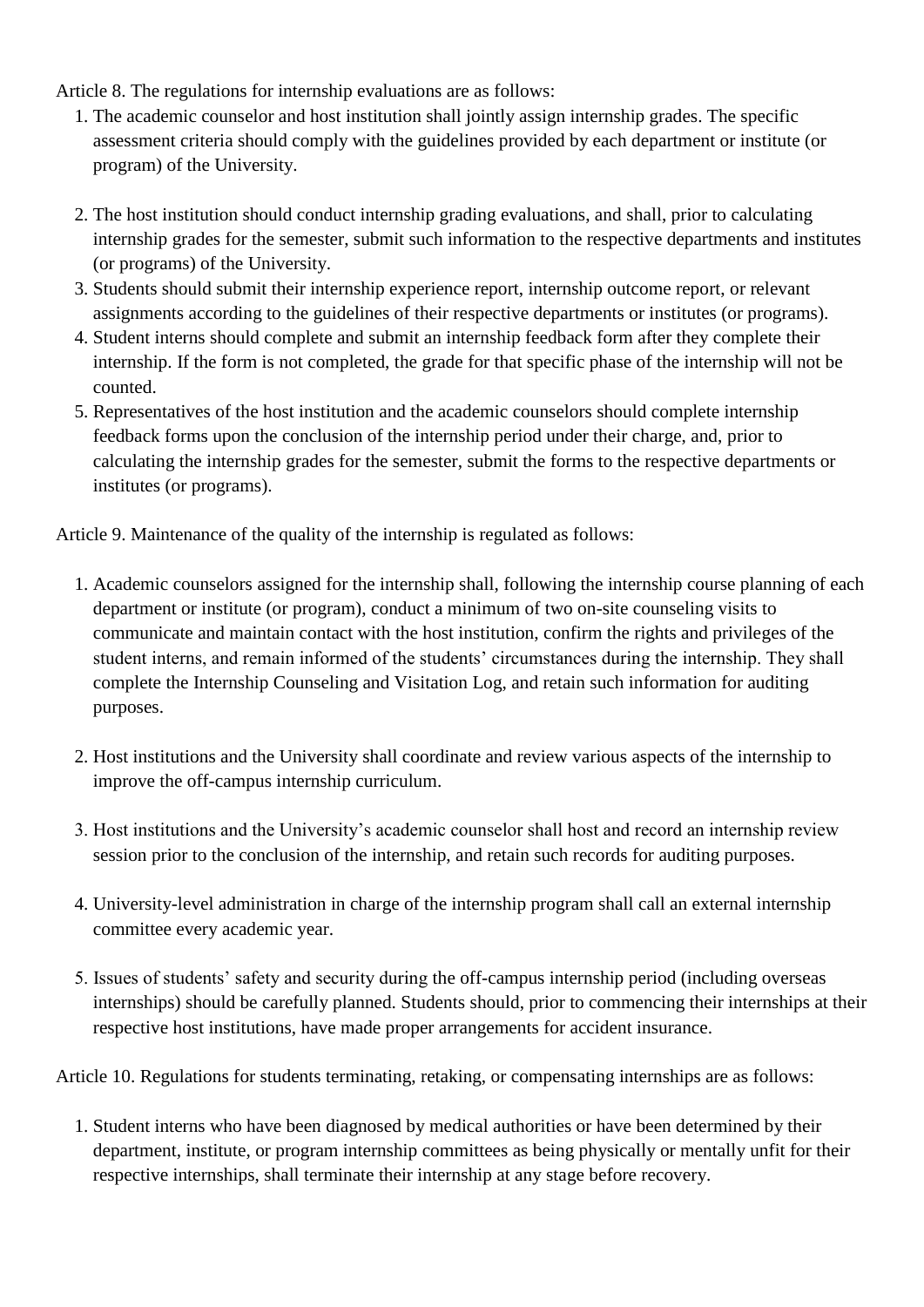Article 8. The regulations for internship evaluations are as follows:

1. The academic counselor and host institution shall jointly assign internship grades. The specific assessment criteria should comply with the guidelines provided by each department or institute (or program) of the University.
2. The host institution should conduct internship grading evaluations, and shall, prior to calculating internship grades for the semester, submit such information to the respective departments and institutes (or programs) of the University.
3. Students should submit their internship experience report, internship outcome report, or relevant assignments according to the guidelines of their respective departments or institutes (or programs).
4. Student interns should complete and submit an internship feedback form after they complete their internship. If the form is not completed, the grade for that specific phase of the internship will not be counted.
5. Representatives of the host institution and the academic counselors should complete internship feedback forms upon the conclusion of the internship period under their charge, and, prior to calculating the internship grades for the semester, submit the forms to the respective departments or institutes (or programs).

Article 9. Maintenance of the quality of the internship is regulated as follows:

1. Academic counselors assigned for the internship shall, following the internship course planning of each department or institute (or program), conduct a minimum of two on-site counseling visits to communicate and maintain contact with the host institution, confirm the rights and privileges of the student interns, and remain informed of the students' circumstances during the internship. They shall complete the Internship Counseling and Visitation Log, and retain such information for auditing purposes.
2. Host institutions and the University shall coordinate and review various aspects of the internship to improve the off-campus internship curriculum.
3. Host institutions and the University's academic counselor shall host and record an internship review session prior to the conclusion of the internship, and retain such records for auditing purposes.
4. University-level administration in charge of the internship program shall call an external internship committee every academic year.
5. Issues of students' safety and security during the off-campus internship period (including overseas internships) should be carefully planned. Students should, prior to commencing their internships at their respective host institutions, have made proper arrangements for accident insurance.

Article 10. Regulations for students terminating, retaking, or compensating internships are as follows:

1. Student interns who have been diagnosed by medical authorities or have been determined by their department, institute, or program internship committees as being physically or mentally unfit for their respective internships, shall terminate their internship at any stage before recovery.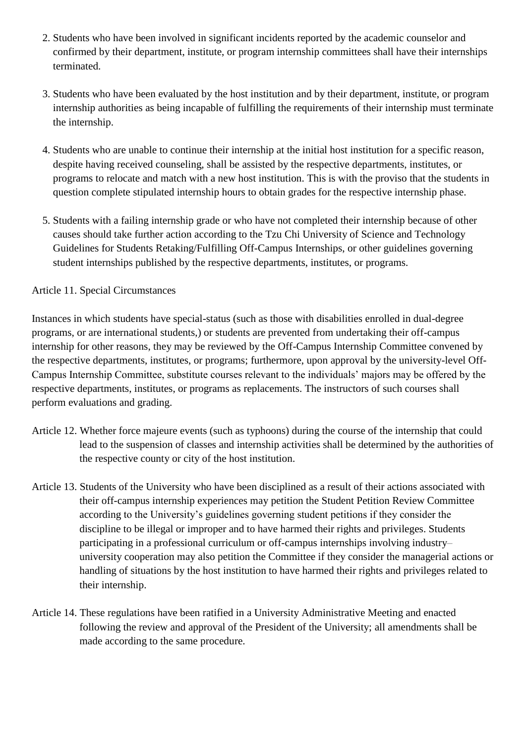2. Students who have been involved in significant incidents reported by the academic counselor and confirmed by their department, institute, or program internship committees shall have their internships terminated.

3. Students who have been evaluated by the host institution and by their department, institute, or program internship authorities as being incapable of fulfilling the requirements of their internship must terminate the internship.

4. Students who are unable to continue their internship at the initial host institution for a specific reason, despite having received counseling, shall be assisted by the respective departments, institutes, or programs to relocate and match with a new host institution. This is with the proviso that the students in question complete stipulated internship hours to obtain grades for the respective internship phase.

5. Students with a failing internship grade or who have not completed their internship because of other causes should take further action according to the Tzu Chi University of Science and Technology Guidelines for Students Retaking/Fulfilling Off-Campus Internships, or other guidelines governing student internships published by the respective departments, institutes, or programs.

Article 11. Special Circumstances

Instances in which students have special-status (such as those with disabilities enrolled in dual-degree programs, or are international students,) or students are prevented from undertaking their off-campus internship for other reasons, they may be reviewed by the Off-Campus Internship Committee convened by the respective departments, institutes, or programs; furthermore, upon approval by the university-level Off-Campus Internship Committee, substitute courses relevant to the individuals' majors may be offered by the respective departments, institutes, or programs as replacements. The instructors of such courses shall perform evaluations and grading.

Article 12. Whether force majeure events (such as typhoons) during the course of the internship that could lead to the suspension of classes and internship activities shall be determined by the authorities of the respective county or city of the host institution.

Article 13. Students of the University who have been disciplined as a result of their actions associated with their off-campus internship experiences may petition the Student Petition Review Committee according to the University's guidelines governing student petitions if they consider the discipline to be illegal or improper and to have harmed their rights and privileges. Students participating in a professional curriculum or off-campus internships involving industry–university cooperation may also petition the Committee if they consider the managerial actions or handling of situations by the host institution to have harmed their rights and privileges related to their internship.

Article 14. These regulations have been ratified in a University Administrative Meeting and enacted following the review and approval of the President of the University; all amendments shall be made according to the same procedure.